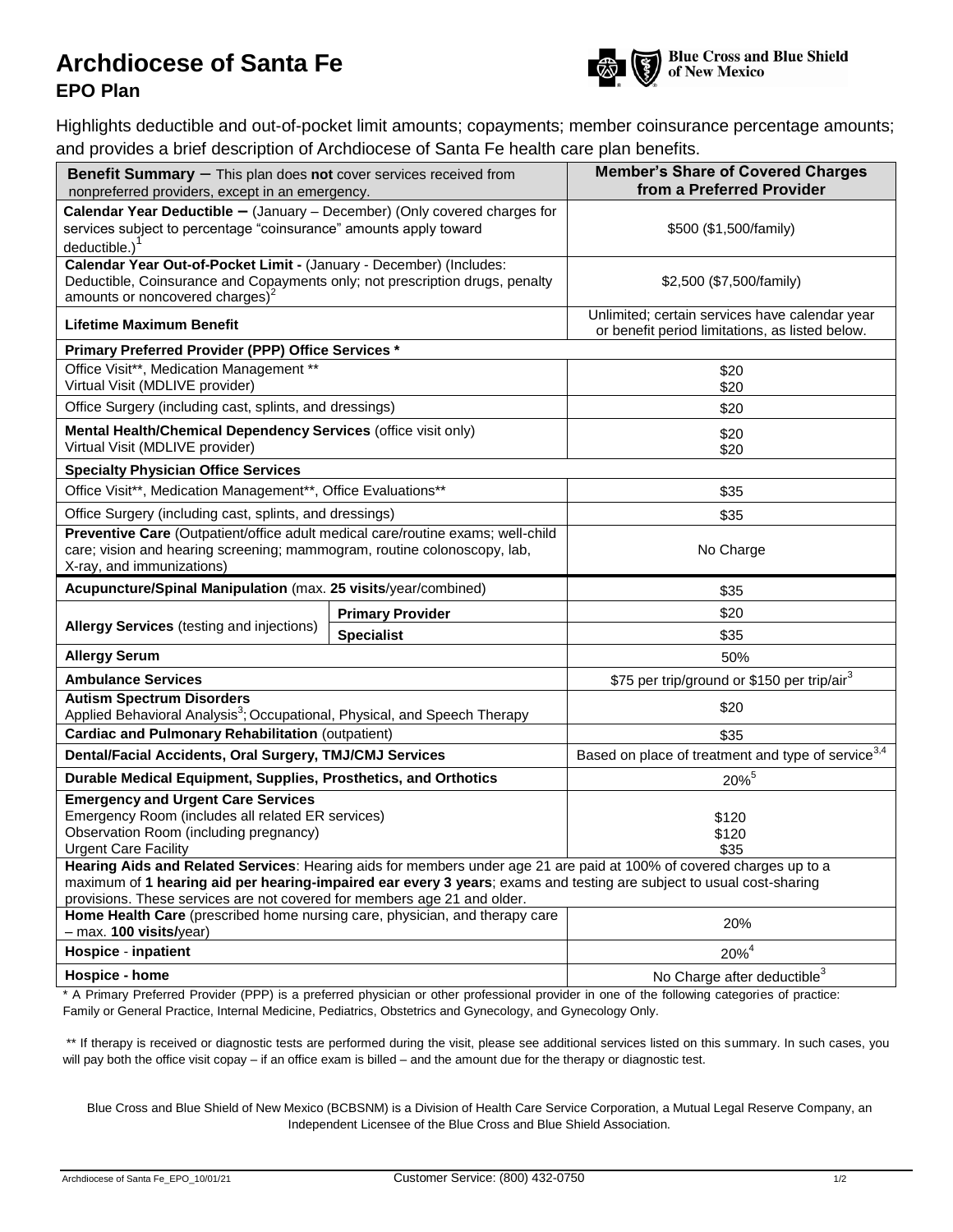# Archdiocese of Santa Fe

## EPO Plan

Highlights deductible and out-of-pocket limit amounts; copayments; member coinsurance percentage amounts; and provides a brief description of Archdiocese of Santa Fe health care plan benefits.

| **Benefit Summary** – This plan does **not** cover services received from nonpreferred providers, except in an emergency. | | **Member's Share of Covered Charges from a Preferred Provider** |
|---|---|---|
| **Calendar Year Deductible** – (January – December) (Only covered charges for services subject to percentage "coinsurance" amounts apply toward deductible.)[1] | | $500 ($1,500/family) |
| **Calendar Year Out-of-Pocket Limit -** (January - December) (Includes: Deductible, Coinsurance and Copayments only; not prescription drugs, penalty amounts or noncovered charges)[2] | | $2,500 ($7,500/family) |
| **Lifetime Maximum Benefit** | | Unlimited; certain services have calendar year or benefit period limitations, as listed below. |
| **Primary Preferred Provider (PPP) Office Services \*** | | |
| Office Visit\*\*, Medication Management \*\*<br>Virtual Visit (MDLIVE provider) | | $20<br>$20 |
| Office Surgery (including cast, splints, and dressings) | | $20 |
| **Mental Health/Chemical Dependency Services** (office visit only)<br>Virtual Visit (MDLIVE provider) | | $20<br>$20 |
| **Specialty Physician Office Services** | | |
| Office Visit\*\*, Medication Management\*\*, Office Evaluations\*\* | | $35 |
| Office Surgery (including cast, splints, and dressings) | | $35 |
| **Preventive Care** (Outpatient/office adult medical care/routine exams; well-child care; vision and hearing screening; mammogram, routine colonoscopy, lab, X-ray, and immunizations) | | No Charge |
| **Acupuncture/Spinal Manipulation** (max. **25 visits**/year/combined) | | $35 |
| **Allergy Services** (testing and injections) | **Primary Provider** | $20 |
| | **Specialist** | $35 |
| **Allergy Serum** | | 50% |
| **Ambulance Services** | | $75 per trip/ground or $150 per trip/air[3] |
| **Autism Spectrum Disorders**<br>Applied Behavioral Analysis[3]; Occupational, Physical, and Speech Therapy | | $20 |
| **Cardiac and Pulmonary Rehabilitation** (outpatient) | | $35 |
| **Dental/Facial Accidents, Oral Surgery, TMJ/CMJ Services** | | Based on place of treatment and type of service[3,4] |
| **Durable Medical Equipment, Supplies, Prosthetics, and Orthotics** | | 20%[5] |
| **Emergency and Urgent Care Services**<br>Emergency Room (includes all related ER services)<br>Observation Room (including pregnancy)<br>Urgent Care Facility | | <br>$120<br>$120<br>$35 |
| **Hearing Aids and Related Services**: Hearing aids for members under age 21 are paid at 100% of covered charges up to a maximum of **1 hearing aid per hearing-impaired ear every 3 years**; exams and testing are subject to usual cost-sharing provisions. These services are not covered for members age 21 and older. | | |
| **Home Health Care** (prescribed home nursing care, physician, and therapy care – max. **100 visits/**year) | | 20% |
| **Hospice - inpatient** | | 20%[4] |
| **Hospice - home** | | No Charge after deductible[3] |

\* A Primary Preferred Provider (PPP) is a preferred physician or other professional provider in one of the following categories of practice: Family or General Practice, Internal Medicine, Pediatrics, Obstetrics and Gynecology, and Gynecology Only.

\*\* If therapy is received or diagnostic tests are performed during the visit, please see additional services listed on this summary. In such cases, you will pay both the office visit copay – if an office exam is billed – and the amount due for the therapy or diagnostic test.

Blue Cross and Blue Shield of New Mexico (BCBSNM) is a Division of Health Care Service Corporation, a Mutual Legal Reserve Company, an Independent Licensee of the Blue Cross and Blue Shield Association.

Archdiocese of Santa Fe_EPO_10/01/21 Customer Service: (800) 432-0750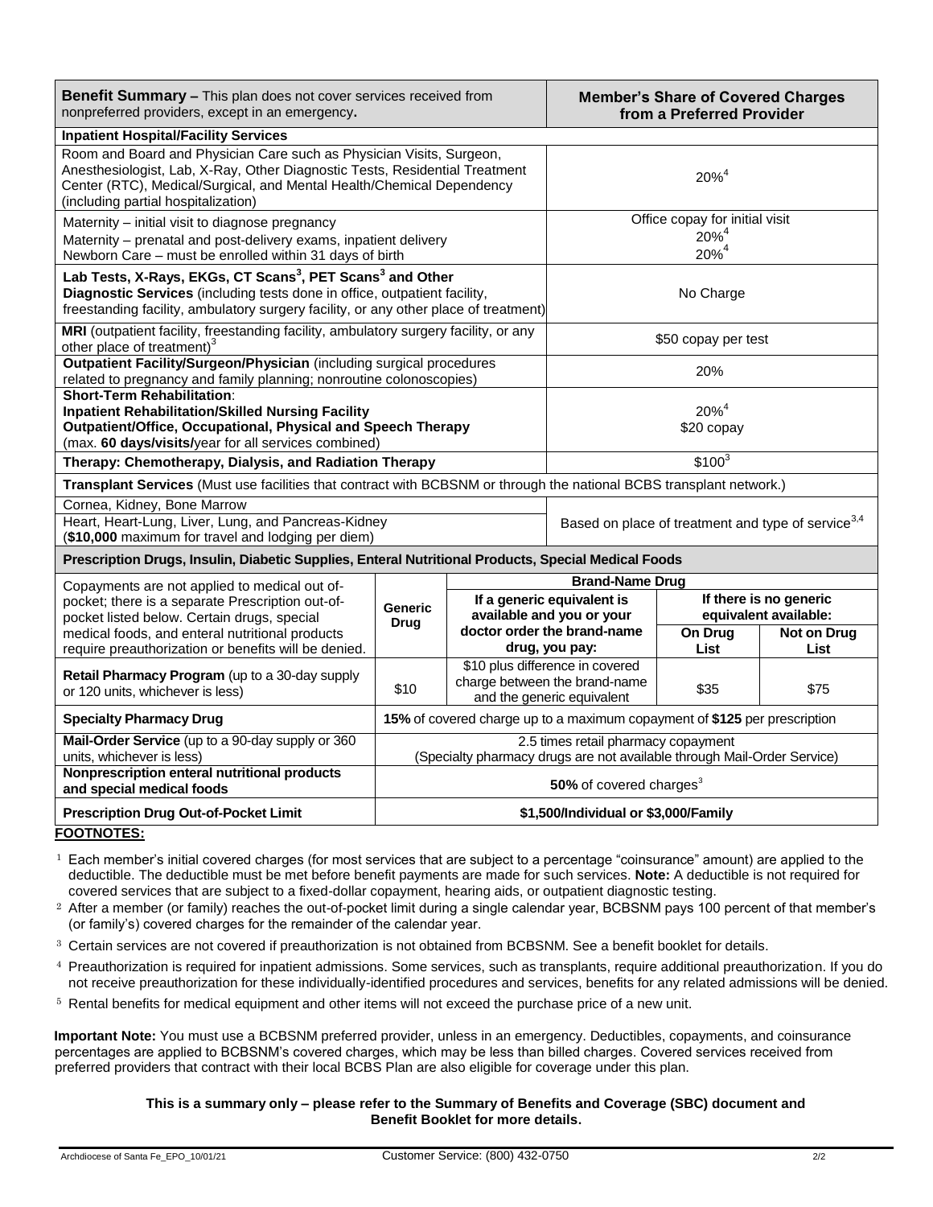| **Benefit Summary –** This plan does not cover services received from nonpreferred providers, except in an emergency**.** | **Member's Share of Covered Charges from a Preferred Provider** |
|---|---|
| **Inpatient Hospital/Facility Services** | |
| Room and Board and Physician Care such as Physician Visits, Surgeon, Anesthesiologist, Lab, X-Ray, Other Diagnostic Tests, Residential Treatment Center (RTC), Medical/Surgical, and Mental Health/Chemical Dependency (including partial hospitalization) | 20%[4] |
| Maternity – initial visit to diagnose pregnancy<br>Maternity – prenatal and post-delivery exams, inpatient delivery<br>Newborn Care – must be enrolled within 31 days of birth | Office copay for initial visit<br>20%[4]<br>20%[4] |
| **Lab Tests, X-Rays, EKGs, CT Scans[3], PET Scans[3] and Other Diagnostic Services** (including tests done in office, outpatient facility, freestanding facility, ambulatory surgery facility, or any other place of treatment) | No Charge |
| **MRI** (outpatient facility, freestanding facility, ambulatory surgery facility, or any other place of treatment)[3] | $50 copay per test |
| **Outpatient Facility/Surgeon/Physician** (including surgical procedures related to pregnancy and family planning; nonroutine colonoscopies) | 20% |
| **Short-Term Rehabilitation**:<br>**Inpatient Rehabilitation/Skilled Nursing Facility**<br>**Outpatient/Office, Occupational, Physical and Speech Therapy**<br>(max. **60 days/visits/**year for all services combined) | 20%[4]<br>$20 copay |
| **Therapy: Chemotherapy, Dialysis, and Radiation Therapy** | $100[3] |
| **Transplant Services** (Must use facilities that contract with BCBSNM or through the national BCBS transplant network.) | |
| Cornea, Kidney, Bone Marrow<br>Heart, Heart-Lung, Liver, Lung, and Pancreas-Kidney<br>(**$10,000** maximum for travel and lodging per diem) | Based on place of treatment and type of service[3,4] |

| **Prescription Drugs, Insulin, Diabetic Supplies, Enteral Nutritional Products, Special Medical Foods** | | | | |
|---|---|---|---|---|
| Copayments are not applied to medical out-of-pocket; there is a separate Prescription out-of-pocket listed below. Certain drugs, special medical foods, and enteral nutritional products require preauthorization or benefits will be denied. | **Generic Drug** | **Brand-Name Drug** | | |
| | | **If a generic equivalent is available and you or your doctor order the brand-name drug, you pay:** | **If there is no generic equivalent available:** | |
| | | | **On Drug List** | **Not on Drug List** |
| **Retail Pharmacy Program** (up to a 30-day supply or 120 units, whichever is less) | $10 | $10 plus difference in covered charge between the brand-name and the generic equivalent | $35 | $75 |
| **Specialty Pharmacy Drug** | **15%** of covered charge up to a maximum copayment of **$125** per prescription | | | |
| **Mail-Order Service** (up to a 90-day supply or 360 units, whichever is less) | 2.5 times retail pharmacy copayment<br>(Specialty pharmacy drugs are not available through Mail-Order Service) | | | |
| **Nonprescription enteral nutritional products and special medical foods** | **50%** of covered charges[3] | | | |
| **Prescription Drug Out-of-Pocket Limit** | **$1,500/Individual or $3,000/Family** | | | |

**FOOTNOTES:**

[1] Each member's initial covered charges (for most services that are subject to a percentage "coinsurance" amount) are applied to the deductible. The deductible must be met before benefit payments are made for such services. **Note:** A deductible is not required for covered services that are subject to a fixed-dollar copayment, hearing aids, or outpatient diagnostic testing.

[2] After a member (or family) reaches the out-of-pocket limit during a single calendar year, BCBSNM pays 100 percent of that member's (or family's) covered charges for the remainder of the calendar year.

[3] Certain services are not covered if preauthorization is not obtained from BCBSNM. See a benefit booklet for details.

[4] Preauthorization is required for inpatient admissions. Some services, such as transplants, require additional preauthorization. If you do not receive preauthorization for these individually-identified procedures and services, benefits for any related admissions will be denied.

[5] Rental benefits for medical equipment and other items will not exceed the purchase price of a new unit.

**Important Note:** You must use a BCBSNM preferred provider, unless in an emergency. Deductibles, copayments, and coinsurance percentages are applied to BCBSNM's covered charges, which may be less than billed charges. Covered services received from preferred providers that contract with their local BCBS Plan are also eligible for coverage under this plan.

**This is a summary only – please refer to the Summary of Benefits and Coverage (SBC) document and Benefit Booklet for more details.**

Archdiocese of Santa Fe_EPO_10/01/21 Customer Service: (800) 432-0750